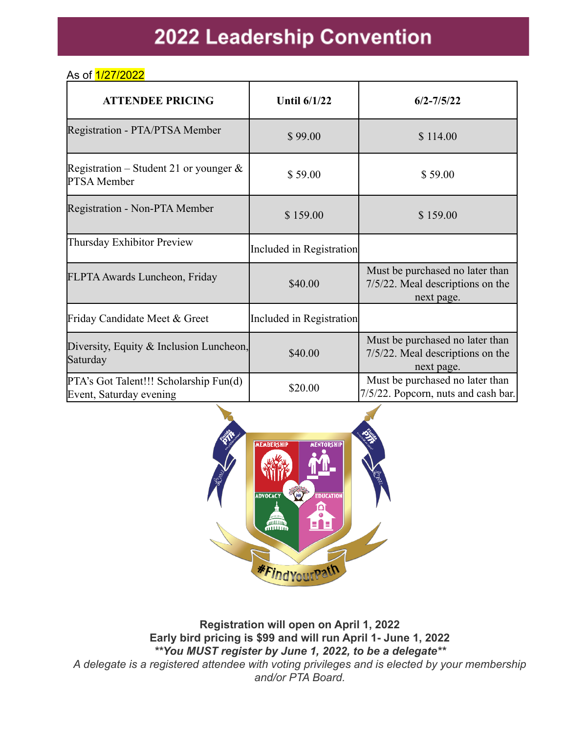# 2022 Leadership Convention

As of 1/27/2022

| ATTENDEE PRICING | Until 6/1/22 | 6/2-7/5/22 |
|---|---|---|
| Registration - PTA/PTSA Member | $ 99.00 | $ 114.00 |
| Registration – Student 21 or younger & PTSA Member | $ 59.00 | $ 59.00 |
| Registration - Non-PTA Member | $ 159.00 | $ 159.00 |
| Thursday Exhibitor Preview | Included in Registration | |
| FLPTA Awards Luncheon, Friday | $40.00 | Must be purchased no later than 7/5/22. Meal descriptions on the next page. |
| Friday Candidate Meet & Greet | Included in Registration | |
| Diversity, Equity & Inclusion Luncheon, Saturday | $40.00 | Must be purchased no later than 7/5/22. Meal descriptions on the next page. |
| PTA's Got Talent!!! Scholarship Fun(d) Event, Saturday evening | $20.00 | Must be purchased no later than 7/5/22. Popcorn, nuts and cash bar. |

**Registration will open on April 1, 2022**

**Early bird pricing is $99 and will run April 1- June 1, 2022**

***\*\*You MUST register by June 1, 2022, to be a delegate\*\****

*A delegate is a registered attendee with voting privileges and is elected by your membership and/or PTA Board.*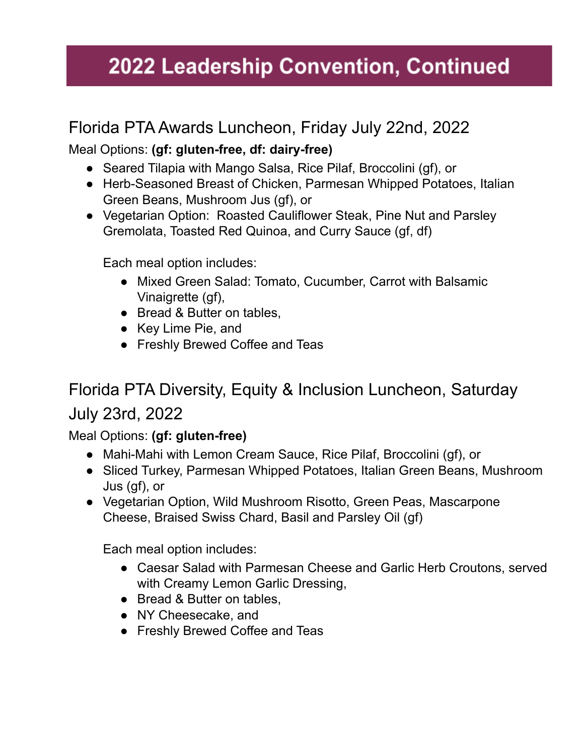# 2022 Leadership Convention, Continued

## Florida PTA Awards Luncheon, Friday July 22nd, 2022

Meal Options: **(gf: gluten-free, df: dairy-free)**

- Seared Tilapia with Mango Salsa, Rice Pilaf, Broccolini (gf), or
- Herb-Seasoned Breast of Chicken, Parmesan Whipped Potatoes, Italian Green Beans, Mushroom Jus (gf), or
- Vegetarian Option: Roasted Cauliflower Steak, Pine Nut and Parsley Gremolata, Toasted Red Quinoa, and Curry Sauce (gf, df)

  Each meal option includes:

  - Mixed Green Salad: Tomato, Cucumber, Carrot with Balsamic Vinaigrette (gf),
  - Bread & Butter on tables,
  - Key Lime Pie, and
  - Freshly Brewed Coffee and Teas

## Florida PTA Diversity, Equity & Inclusion Luncheon, Saturday July 23rd, 2022

Meal Options: **(gf: gluten-free)**

- Mahi-Mahi with Lemon Cream Sauce, Rice Pilaf, Broccolini (gf), or
- Sliced Turkey, Parmesan Whipped Potatoes, Italian Green Beans, Mushroom Jus (gf), or
- Vegetarian Option, Wild Mushroom Risotto, Green Peas, Mascarpone Cheese, Braised Swiss Chard, Basil and Parsley Oil (gf)

  Each meal option includes:

  - Caesar Salad with Parmesan Cheese and Garlic Herb Croutons, served with Creamy Lemon Garlic Dressing,
  - Bread & Butter on tables,
  - NY Cheesecake, and
  - Freshly Brewed Coffee and Teas